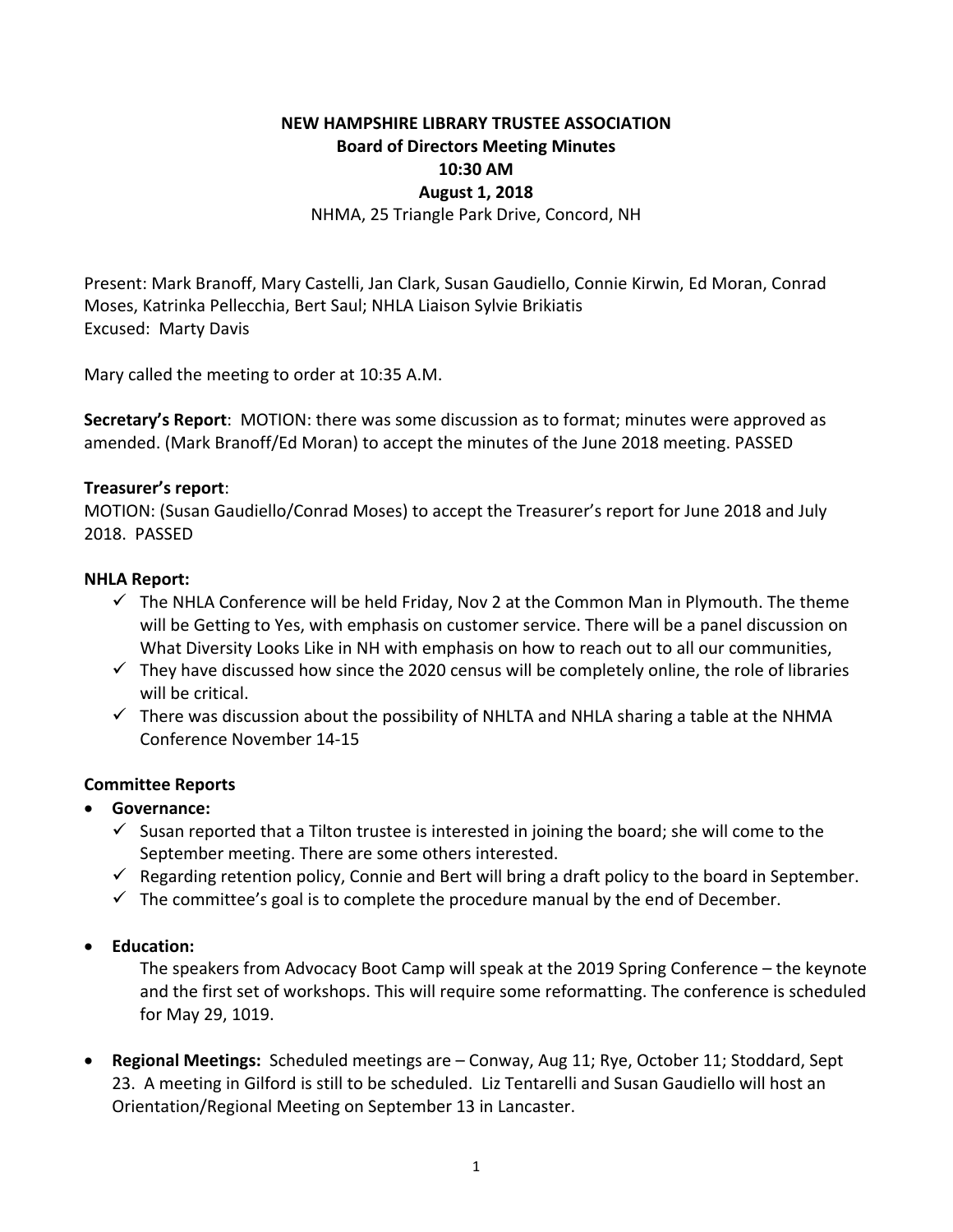# NEW HAMPSHIRE LIBRARY TRUSTEE ASSOCIATION

## Board of Directors Meeting Minutes

**10:30 AM**

**August 1, 2018**

NHMA, 25 Triangle Park Drive, Concord, NH

Present: Mark Branoff, Mary Castelli, Jan Clark, Susan Gaudiello, Connie Kirwin, Ed Moran, Conrad Moses, Katrinka Pellecchia, Bert Saul; NHLA Liaison Sylvie Brikiatis
Excused: Marty Davis

Mary called the meeting to order at 10:35 A.M.

**Secretary's Report**: MOTION: there was some discussion as to format; minutes were approved as amended. (Mark Branoff/Ed Moran) to accept the minutes of the June 2018 meeting. PASSED

**Treasurer's report**:
MOTION: (Susan Gaudiello/Conrad Moses) to accept the Treasurer's report for June 2018 and July 2018. PASSED

**NHLA Report:**

- ✓ The NHLA Conference will be held Friday, Nov 2 at the Common Man in Plymouth. The theme will be Getting to Yes, with emphasis on customer service. There will be a panel discussion on What Diversity Looks Like in NH with emphasis on how to reach out to all our communities,
- ✓ They have discussed how since the 2020 census will be completely online, the role of libraries will be critical.
- ✓ There was discussion about the possibility of NHLTA and NHLA sharing a table at the NHMA Conference November 14-15

**Committee Reports**

- **Governance:**
  - ✓ Susan reported that a Tilton trustee is interested in joining the board; she will come to the September meeting. There are some others interested.
  - ✓ Regarding retention policy, Connie and Bert will bring a draft policy to the board in September.
  - ✓ The committee's goal is to complete the procedure manual by the end of December.

- **Education:**

  The speakers from Advocacy Boot Camp will speak at the 2019 Spring Conference – the keynote and the first set of workshops. This will require some reformatting. The conference is scheduled for May 29, 1019.

- **Regional Meetings:** Scheduled meetings are – Conway, Aug 11; Rye, October 11; Stoddard, Sept 23. A meeting in Gilford is still to be scheduled. Liz Tentarelli and Susan Gaudiello will host an Orientation/Regional Meeting on September 13 in Lancaster.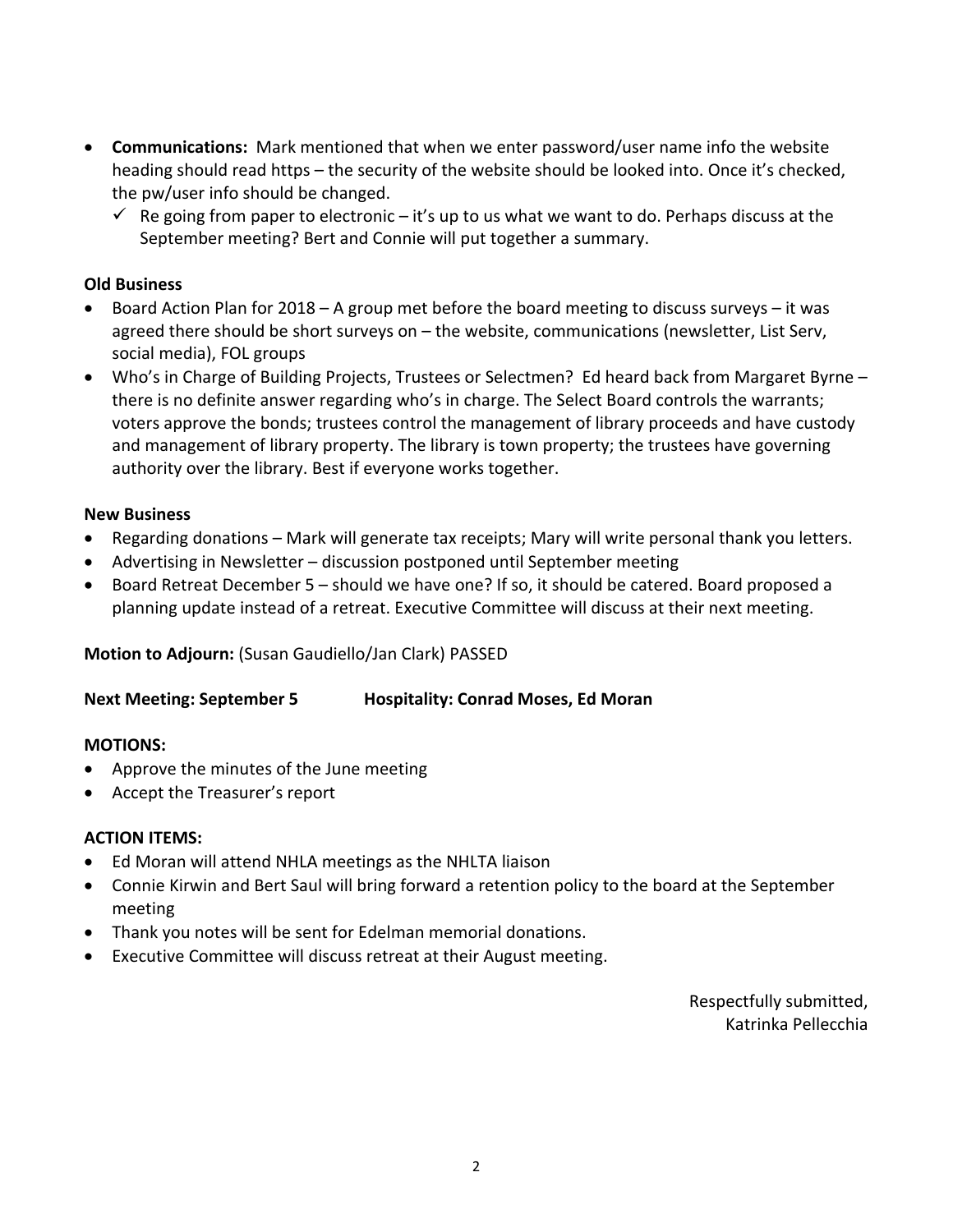- **Communications:** Mark mentioned that when we enter password/user name info the website heading should read https – the security of the website should be looked into. Once it's checked, the pw/user info should be changed.
  - ✓ Re going from paper to electronic – it's up to us what we want to do. Perhaps discuss at the September meeting? Bert and Connie will put together a summary.

**Old Business**

- Board Action Plan for 2018 – A group met before the board meeting to discuss surveys – it was agreed there should be short surveys on – the website, communications (newsletter, List Serv, social media), FOL groups
- Who's in Charge of Building Projects, Trustees or Selectmen? Ed heard back from Margaret Byrne – there is no definite answer regarding who's in charge. The Select Board controls the warrants; voters approve the bonds; trustees control the management of library proceeds and have custody and management of library property. The library is town property; the trustees have governing authority over the library. Best if everyone works together.

**New Business**

- Regarding donations – Mark will generate tax receipts; Mary will write personal thank you letters.
- Advertising in Newsletter – discussion postponed until September meeting
- Board Retreat December 5 – should we have one? If so, it should be catered. Board proposed a planning update instead of a retreat. Executive Committee will discuss at their next meeting.

**Motion to Adjourn:** (Susan Gaudiello/Jan Clark) PASSED

**Next Meeting: September 5 Hospitality: Conrad Moses, Ed Moran**

**MOTIONS:**

- Approve the minutes of the June meeting
- Accept the Treasurer's report

**ACTION ITEMS:**

- Ed Moran will attend NHLA meetings as the NHLTA liaison
- Connie Kirwin and Bert Saul will bring forward a retention policy to the board at the September meeting
- Thank you notes will be sent for Edelman memorial donations.
- Executive Committee will discuss retreat at their August meeting.

Respectfully submitted,
Katrinka Pellecchia